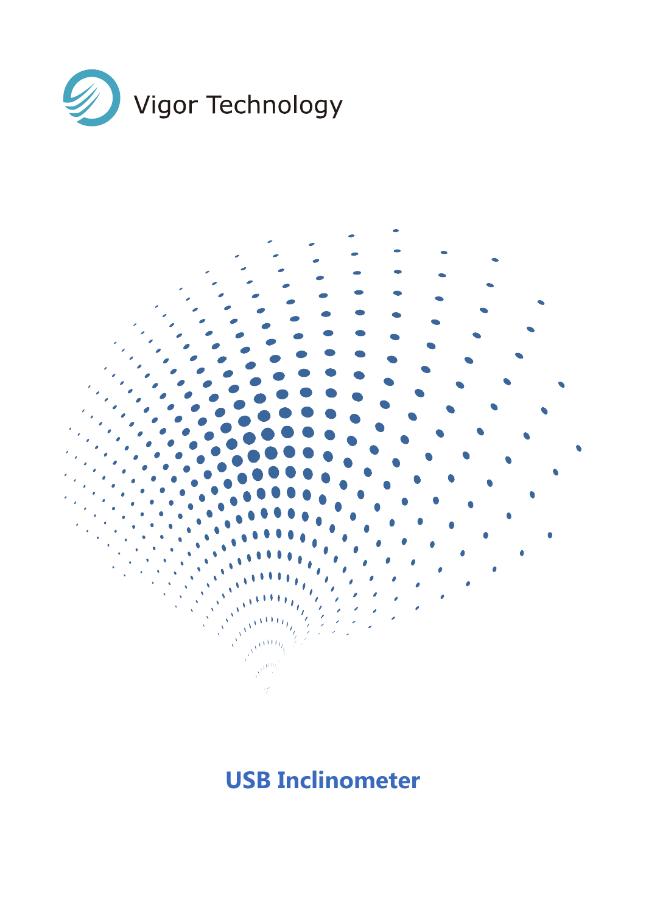Vigor Technology

# USB Inclinometer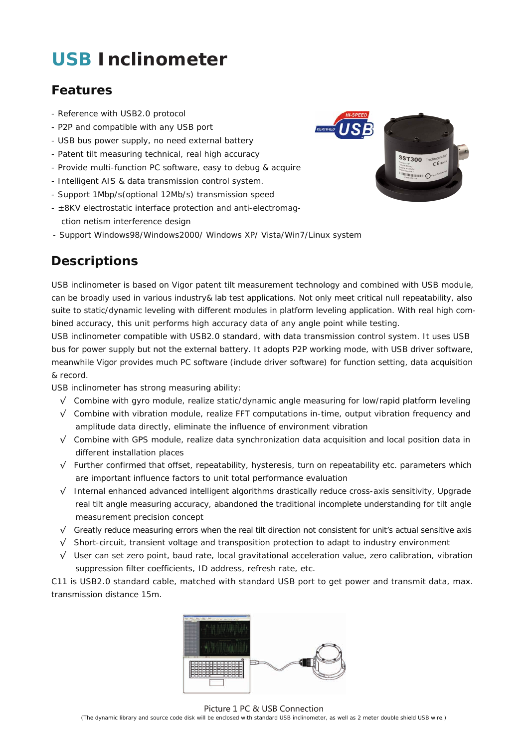# USB Inclinometer

## Features

- Reference with USB2.0 protocol
- P2P and compatible with any USB port
- USB bus power supply, no need external battery
- Patent tilt measuring technical, real high accuracy
- Provide multi-function PC software, easy to debug & acquire
- Intelligent AIS & data transmission control system.
- Support 1Mbp/s(optional 12Mb/s) transmission speed
- ±8KV electrostatic interface protection and anti-electromagnetism interference design
- Support Windows98/Windows2000/ Windows XP/ Vista/Win7/Linux system

## Descriptions

USB inclinometer is based on Vigor patent tilt measurement technology and combined with USB module, can be broadly used in various industry& lab test applications. Not only meet critical null repeatability, also suite to static/dynamic leveling with different modules in platform leveling application. With real high combined accuracy, this unit performs high accuracy data of any angle point while testing.

USB inclinometer compatible with USB2.0 standard, with data transmission control system. It uses USB bus for power supply but not the external battery. It adopts P2P working mode, with USB driver software, meanwhile Vigor provides much PC software (include driver software) for function setting, data acquisition & record.

USB inclinometer has strong measuring ability:

- √ Combine with gyro module, realize static/dynamic angle measuring for low/rapid platform leveling
- √ Combine with vibration module, realize FFT computations in-time, output vibration frequency and amplitude data directly, eliminate the influence of environment vibration
- √ Combine with GPS module, realize data synchronization data acquisition and local position data in different installation places
- √ Further confirmed that offset, repeatability, hysteresis, turn on repeatability etc. parameters which are important influence factors to unit total performance evaluation
- √ Internal enhanced advanced intelligent algorithms drastically reduce cross-axis sensitivity, Upgrade real tilt angle measuring accuracy, abandoned the traditional incomplete understanding for tilt angle measurement precision concept
- √ Greatly reduce measuring errors when the real tilt direction not consistent for unit's actual sensitive axis
- √ Short-circuit, transient voltage and transposition protection to adapt to industry environment
- √ User can set zero point, baud rate, local gravitational acceleration value, zero calibration, vibration suppression filter coefficients, ID address, refresh rate, etc.

C11 is USB2.0 standard cable, matched with standard USB port to get power and transmit data, max. transmission distance 15m.

Picture 1 PC & USB Connection

(The dynamic library and source code disk will be enclosed with standard USB inclinometer, as well as 2 meter double shield USB wire.)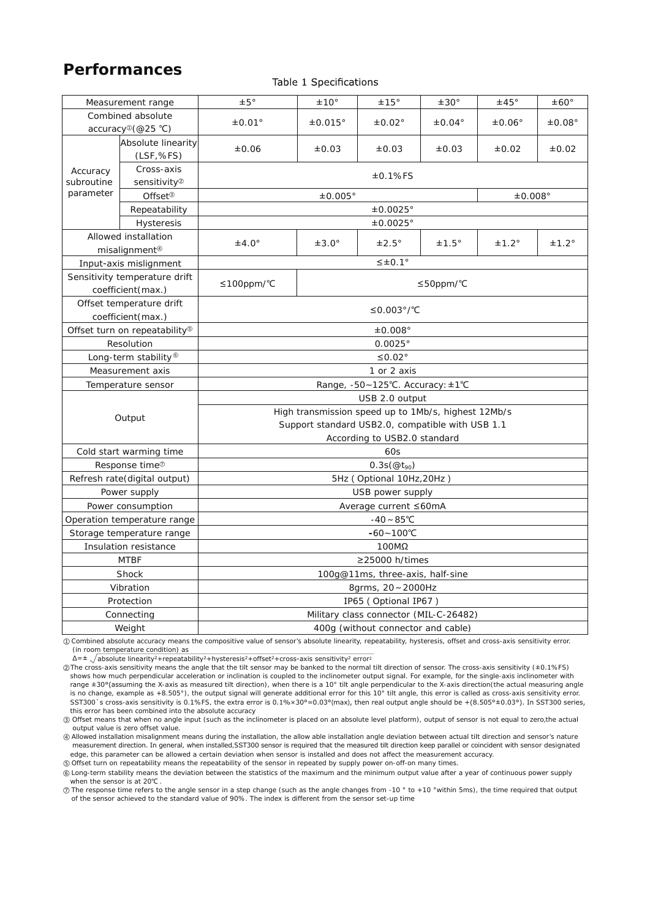# Performances

Table 1 Specifications

| Measurement range | | ±5° | ±10° | ±15° | ±30° | ±45° | ±60° |
|---|---|---|---|---|---|---|---|
| Combined absolute accuracy①(@25 ℃) | | ±0.01° | ±0.015° | ±0.02° | ±0.04° | ±0.06° | ±0.08° |
| Accuracy subroutine parameter | Absolute linearity (LSF,%FS) | ±0.06 | ±0.03 | ±0.03 | ±0.03 | ±0.02 | ±0.02 |
| | Cross-axis sensitivity② | ±0.1%FS | | | | | |
| | Offset③ | ±0.005° | | | | ±0.008° | |
| | Repeatability | ±0.0025° | | | | | |
| | Hysteresis | ±0.0025° | | | | | |
| Allowed installation misalignment④ | | ±4.0° | ±3.0° | ±2.5° | ±1.5° | ±1.2° | ±1.2° |
| Input-axis mislignment | | ≤±0.1° | | | | | |
| Sensitivity temperature drift coefficient(max.) | | ≤100ppm/℃ | ≤50ppm/℃ | | | | |
| Offset temperature drift coefficient(max.) | | ≤0.003°/℃ | | | | | |
| Offset turn on repeatability⑤ | | ±0.008° | | | | | |
| Resolution | | 0.0025° | | | | | |
| Long-term stability⑥ | | ≤0.02° | | | | | |
| Measurement axis | | 1 or 2 axis | | | | | |
| Temperature sensor | | Range, -50~125℃. Accuracy: ±1℃ | | | | | |
| Output | | USB 2.0 output<br>High transmission speed up to 1Mb/s, highest 12Mb/s<br>Support standard USB2.0, compatible with USB 1.1<br>According to USB2.0 standard | | | | | |
| Cold start warming time | | 60s | | | | | |
| Response time⑦ | | 0.3s(@$t_{90}$) | | | | | |
| Refresh rate(digital output) | | 5Hz ( Optional 10Hz,20Hz ) | | | | | |
| Power supply | | USB power supply | | | | | |
| Power consumption | | Average current ≤60mA | | | | | |
| Operation temperature range | | -40～85℃ | | | | | |
| Storage temperature range | | -60~100℃ | | | | | |
| Insulation resistance | | 100MΩ | | | | | |
| MTBF | | ≥25000 h/times | | | | | |
| Shock | | 100g@11ms, three-axis, half-sine | | | | | |
| Vibration | | 8grms, 20～2000Hz | | | | | |
| Protection | | IP65 ( Optional IP67 ) | | | | | |
| Connecting | | Military class connector (MIL-C-26482) | | | | | |
| Weight | | 400g (without connector and cable) | | | | | |

① Combined absolute accuracy means the compositive value of sensor's absolute linearity, repeatability, hysteresis, offset and cross-axis sensitivity error. (in room temperature condition) as

$$\Delta=\pm\sqrt{\text{absolute linearity}^2+\text{repeatability}^2+\text{hysteresis}^2+\text{offset}^2+\text{cross-axis sensitivity}^2\text{ error}^2}$$

② The cross-axis sensitivity means the angle that the tilt sensor may be banked to the normal tilt direction of sensor. The cross-axis sensitivity (±0.1%FS) shows how much perpendicular acceleration or inclination is coupled to the inclinometer output signal. For example, for the single-axis inclinometer with range ±30°(assuming the X-axis as measured tilt direction), when there is a 10° tilt angle perpendicular to the X-axis direction(the actual measuring angle is no change, example as +8.505°), the output signal will generate additional error for this 10° tilt angle, this error is called as cross-axis sensitivity error. SST300`s cross-axis sensitivity is 0.1%FS, the extra error is 0.1%×30°=0.03°(max), then real output angle should be +(8.505°±0.03°). In SST300 series, this error has been combined into the absolute accuracy

③ Offset means that when no angle input (such as the inclinometer is placed on an absolute level platform), output of sensor is not equal to zero,the actual output value is zero offset value.

④ Allowed installation misalignment means during the installation, the allow able installation angle deviation between actual tilt direction and sensor's nature measurement direction. In general, when installed,SST300 sensor is required that the measured tilt direction keep parallel or coincident with sensor designated edge, this parameter can be allowed a certain deviation when sensor is installed and does not affect the measurement accuracy.

⑤ Offset turn on repeatability means the repeatability of the sensor in repeated by supply power on-off-on many times.

⑥ Long-term stability means the deviation between the statistics of the maximum and the minimum output value after a year of continuous power supply when the sensor is at 20℃.

⑦ The response time refers to the angle sensor in a step change (such as the angle changes from -10 ° to +10 °within 5ms), the time required that output of the sensor achieved to the standard value of 90%. The index is different from the sensor set-up time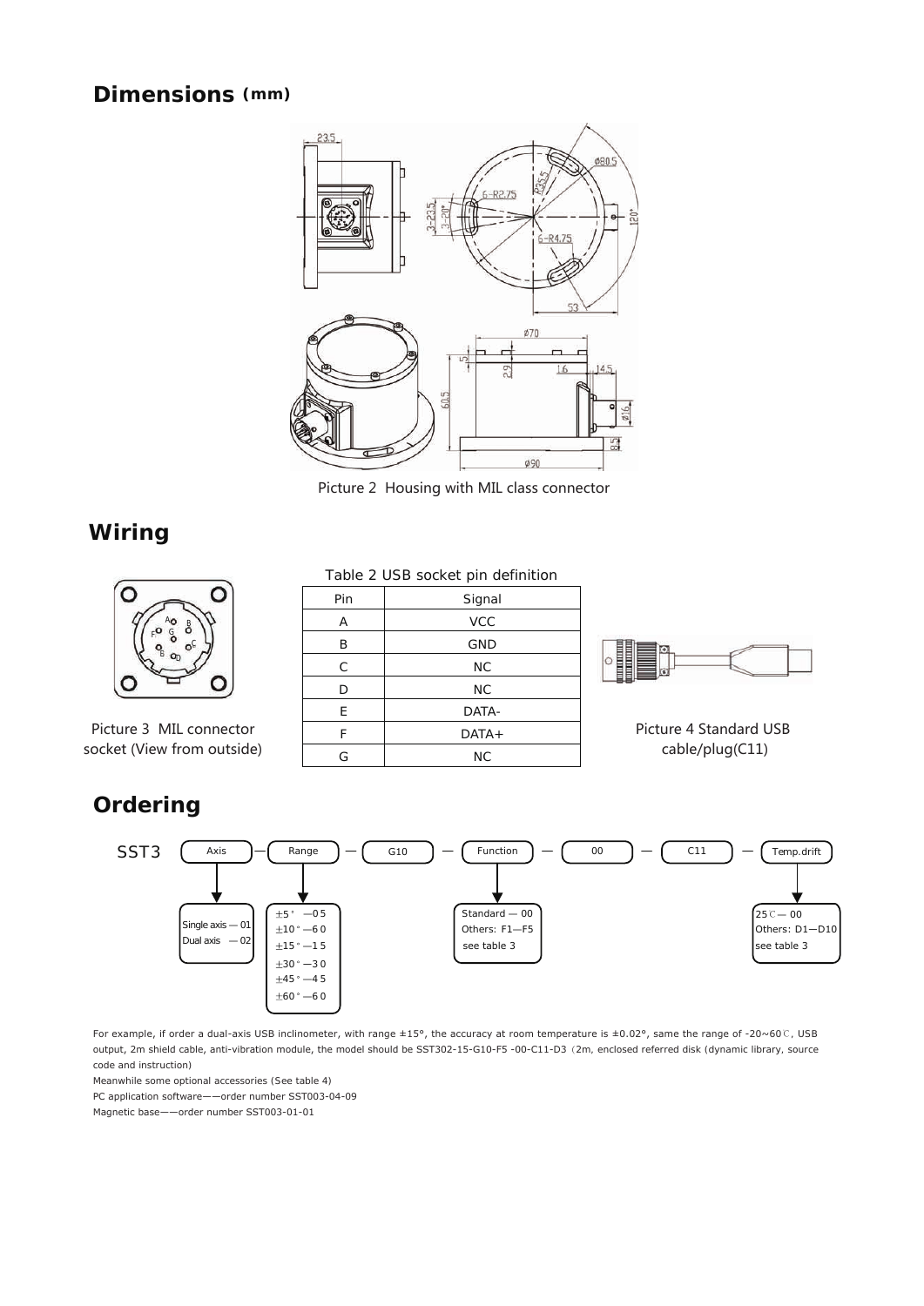## Dimensions (mm)

Picture 2 Housing with MIL class connector

## Wiring

Picture 3 MIL connector socket (View from outside)

Table 2 USB socket pin definition

| Pin | Signal |
|---|---|
| A | VCC |
| B | GND |
| C | NC |
| D | NC |
| E | DATA- |
| F | DATA+ |
| G | NC |

Picture 4 Standard USB cable/plug(C11)

## Ordering

SST3 (Axis) — (Range) — G10 — (Function) — 00 — C11 — (Temp.drift)

- Axis: Single axis — 01; Dual axis — 02
- Range: ±5° —05; ±10° —60; ±15° —15; ±30° —30; ±45° —45; ±60° —60
- Function: Standard — 00; Others: F1—F5 see table 3
- Temp.drift: 25℃— 00; Others: D1—D10 see table 3

For example, if order a dual-axis USB inclinometer, with range ±15°, the accuracy at room temperature is ±0.02°, same the range of -20~60℃, USB output, 2m shield cable, anti-vibration module, the model should be SST302-15-G10-F5 -00-C11-D3（2m, enclosed referred disk (dynamic library, source code and instruction)

Meanwhile some optional accessories (See table 4)

PC application software——order number SST003-04-09

Magnetic base——order number SST003-01-01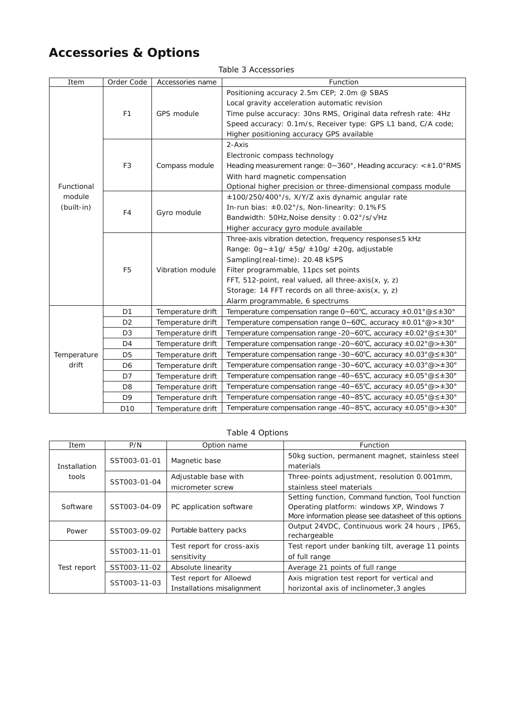# Accessories & Options

Table 3 Accessories

| Item | Order Code | Accessories name | Function |
|---|---|---|---|
| Functional module (built-in) | F1 | GPS module | Positioning accuracy 2.5m CEP; 2.0m @ SBAS<br>Local gravity acceleration automatic revision<br>Time pulse accuracy: 30ns RMS, Original data refresh rate: 4Hz<br>Speed accuracy: 0.1m/s, Receiver type: GPS L1 band, C/A code;<br>Higher positioning accuracy GPS available |
| | F3 | Compass module | 2-Axis<br>Electronic compass technology<br>Heading measurement range: 0~360°, Heading accuracy: <±1.0°RMS<br>With hard magnetic compensation<br>Optional higher precision or three-dimensional compass module |
| | F4 | Gyro module | ±100/250/400°/s, X/Y/Z axis dynamic angular rate<br>In-run bias: ±0.02°/s, Non-linearity: 0.1%FS<br>Bandwidth: 50Hz,Noise density : 0.02°/s/√Hz<br>Higher accuracy gyro module available |
| | F5 | Vibration module | Three-axis vibration detection, frequency response≤5 kHz<br>Range: 0g~±1g/ ±5g/ ±10g/ ±20g, adjustable<br>Sampling(real-time): 20.48 kSPS<br>Filter programmable, 11pcs set points<br>FFT, 512-point, real valued, all three-axis(x, y, z)<br>Storage: 14 FFT records on all three-axis(x, y, z)<br>Alarm programmable, 6 spectrums |
| Temperature drift | D1 | Temperature drift | Temperature compensation range 0~60℃, accuracy ±0.01°@≤±30° |
| | D2 | Temperature drift | Temperature compensation range 0~60℃, accuracy ±0.01°@>±30° |
| | D3 | Temperature drift | Temperature compensation range -20~60℃, accuracy ±0.02°@≤±30° |
| | D4 | Temperature drift | Temperature compensation range -20~60℃, accuracy ±0.02°@>±30° |
| | D5 | Temperature drift | Temperature compensation range -30~60℃, accuracy ±0.03°@≤±30° |
| | D6 | Temperature drift | Temperature compensation range -30~60℃, accuracy ±0.03°@>±30° |
| | D7 | Temperature drift | Temperature compensation range -40~65℃, accuracy ±0.05°@≤±30° |
| | D8 | Temperature drift | Temperature compensation range -40~65℃, accuracy ±0.05°@>±30° |
| | D9 | Temperature drift | Temperature compensation range -40~85℃, accuracy ±0.05°@≤±30° |
| | D10 | Temperature drift | Temperature compensation range -40~85℃, accuracy ±0.05°@>±30° |

Table 4 Options

| Item | P/N | Option name | Function |
|---|---|---|---|
| Installation tools | SST003-01-01 | Magnetic base | 50kg suction, permanent magnet, stainless steel materials |
| | SST003-01-04 | Adjustable base with micrometer screw | Three-points adjustment, resolution 0.001mm, stainless steel materials |
| Software | SST003-04-09 | PC application software | Setting function, Command function, Tool function<br>Operating platform: windows XP, Windows 7<br>More information please see datasheet of this options |
| Power | SST003-09-02 | Portable battery packs | Output 24VDC, Continuous work 24 hours , IP65, rechargeable |
| Test report | SST003-11-01 | Test report for cross-axis sensitivity | Test report under banking tilt, average 11 points of full range |
| | SST003-11-02 | Absolute linearity | Average 21 points of full range |
| | SST003-11-03 | Test report for Alloewd Installations misalignment | Axis migration test report for vertical and horizontal axis of inclinometer,3 angles |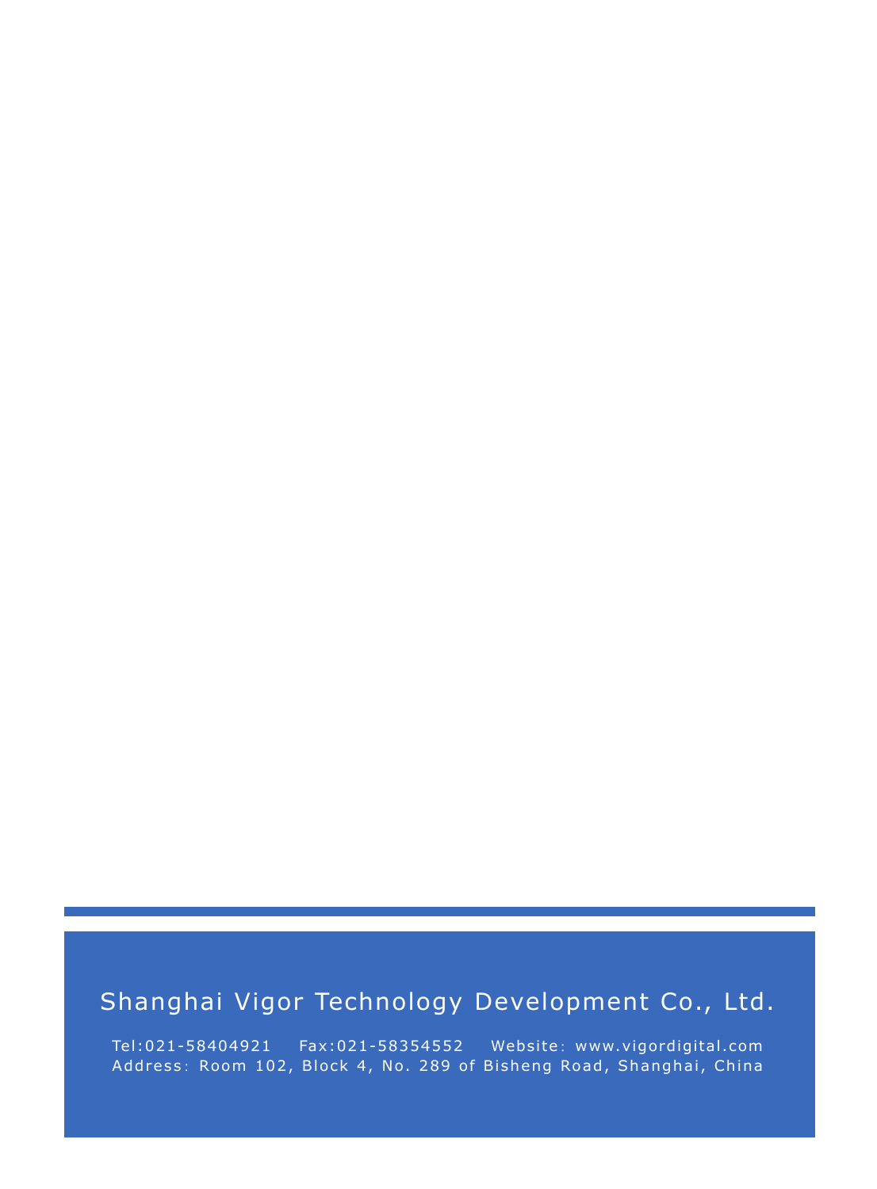Shanghai Vigor Technology Development Co., Ltd.

Tel:021-58404921 Fax:021-58354552 Website: www.vigordigital.com
Address: Room 102, Block 4, No. 289 of Bisheng Road, Shanghai, China